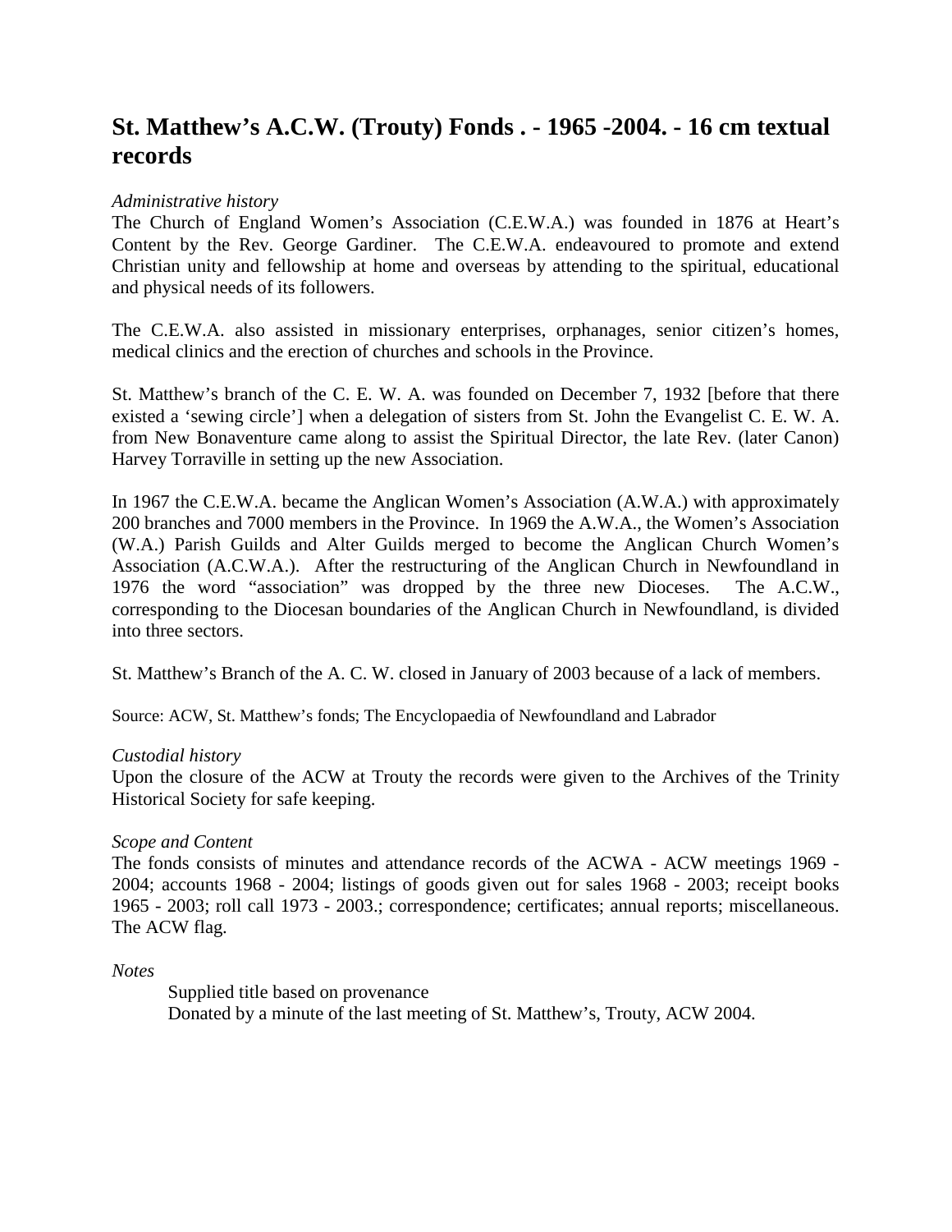# St. Matthew's A.C.W. (Trouty) Fonds . - 1965 -2004. - 16 cm textual records

*Administrative history*

The Church of England Women's Association (C.E.W.A.) was founded in 1876 at Heart's Content by the Rev. George Gardiner. The C.E.W.A. endeavoured to promote and extend Christian unity and fellowship at home and overseas by attending to the spiritual, educational and physical needs of its followers.

The C.E.W.A. also assisted in missionary enterprises, orphanages, senior citizen's homes, medical clinics and the erection of churches and schools in the Province.

St. Matthew's branch of the C. E. W. A. was founded on December 7, 1932 [before that there existed a 'sewing circle'] when a delegation of sisters from St. John the Evangelist C. E. W. A. from New Bonaventure came along to assist the Spiritual Director, the late Rev. (later Canon) Harvey Torraville in setting up the new Association.

In 1967 the C.E.W.A. became the Anglican Women's Association (A.W.A.) with approximately 200 branches and 7000 members in the Province. In 1969 the A.W.A., the Women's Association (W.A.) Parish Guilds and Alter Guilds merged to become the Anglican Church Women's Association (A.C.W.A.). After the restructuring of the Anglican Church in Newfoundland in 1976 the word "association" was dropped by the three new Dioceses. The A.C.W., corresponding to the Diocesan boundaries of the Anglican Church in Newfoundland, is divided into three sectors.

St. Matthew's Branch of the A. C. W. closed in January of 2003 because of a lack of members.

Source: ACW, St. Matthew's fonds; The Encyclopaedia of Newfoundland and Labrador

*Custodial history*

Upon the closure of the ACW at Trouty the records were given to the Archives of the Trinity Historical Society for safe keeping.

*Scope and Content*

The fonds consists of minutes and attendance records of the ACWA - ACW meetings 1969 - 2004; accounts 1968 - 2004; listings of goods given out for sales 1968 - 2003; receipt books 1965 - 2003; roll call 1973 - 2003.; correspondence; certificates; annual reports; miscellaneous. The ACW flag.

*Notes*

Supplied title based on provenance
Donated by a minute of the last meeting of St. Matthew's, Trouty, ACW 2004.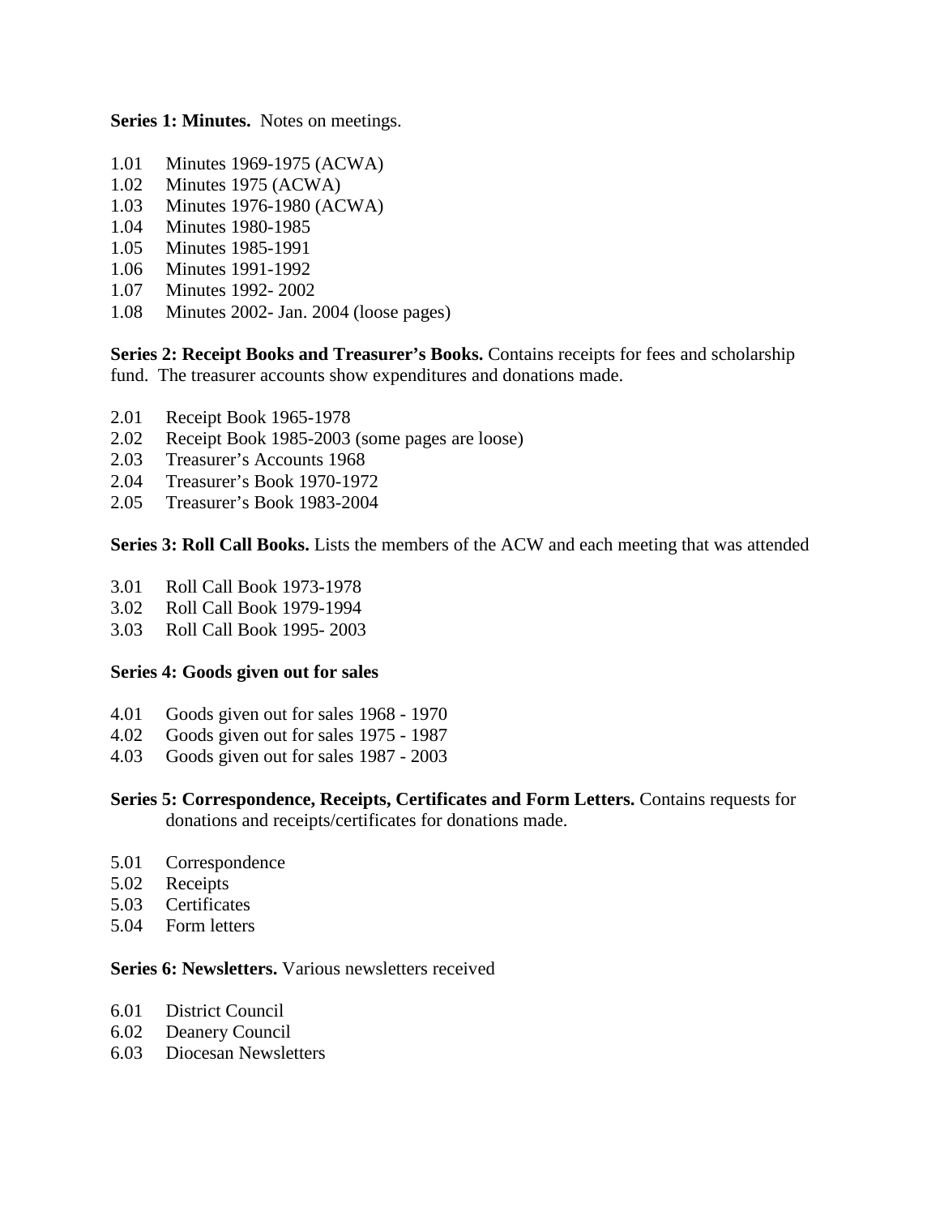**Series 1: Minutes.** Notes on meetings.

1.01 Minutes 1969-1975 (ACWA)
1.02 Minutes 1975 (ACWA)
1.03 Minutes 1976-1980 (ACWA)
1.04 Minutes 1980-1985
1.05 Minutes 1985-1991
1.06 Minutes 1991-1992
1.07 Minutes 1992- 2002
1.08 Minutes 2002- Jan. 2004 (loose pages)

**Series 2: Receipt Books and Treasurer's Books.** Contains receipts for fees and scholarship fund. The treasurer accounts show expenditures and donations made.

2.01 Receipt Book 1965-1978
2.02 Receipt Book 1985-2003 (some pages are loose)
2.03 Treasurer's Accounts 1968
2.04 Treasurer's Book 1970-1972
2.05 Treasurer's Book 1983-2004

**Series 3: Roll Call Books.** Lists the members of the ACW and each meeting that was attended

3.01 Roll Call Book 1973-1978
3.02 Roll Call Book 1979-1994
3.03 Roll Call Book 1995- 2003

**Series 4: Goods given out for sales**

4.01 Goods given out for sales 1968 - 1970
4.02 Goods given out for sales 1975 - 1987
4.03 Goods given out for sales 1987 - 2003

**Series 5: Correspondence, Receipts, Certificates and Form Letters.** Contains requests for donations and receipts/certificates for donations made.

5.01 Correspondence
5.02 Receipts
5.03 Certificates
5.04 Form letters

**Series 6: Newsletters.** Various newsletters received

6.01 District Council
6.02 Deanery Council
6.03 Diocesan Newsletters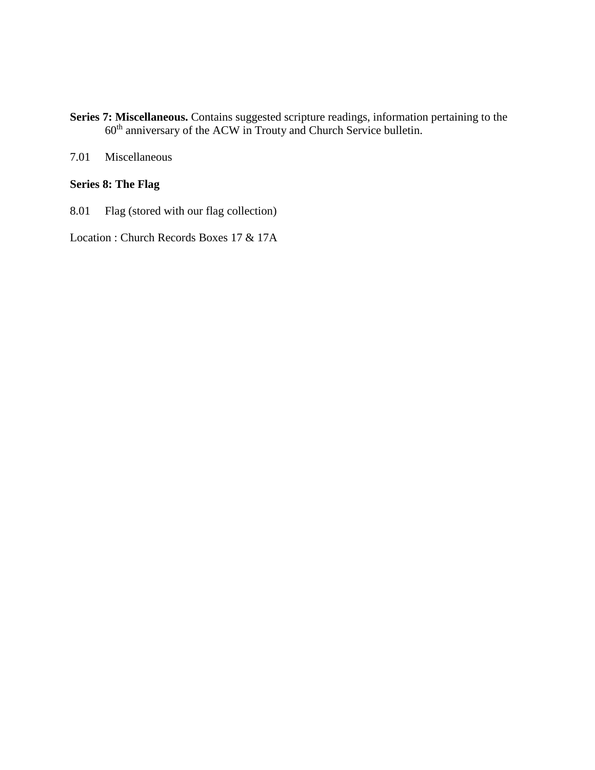**Series 7: Miscellaneous.** Contains suggested scripture readings, information pertaining to the 60th anniversary of the ACW in Trouty and Church Service bulletin.

7.01 Miscellaneous

**Series 8: The Flag**

8.01 Flag (stored with our flag collection)

Location : Church Records Boxes 17 & 17A